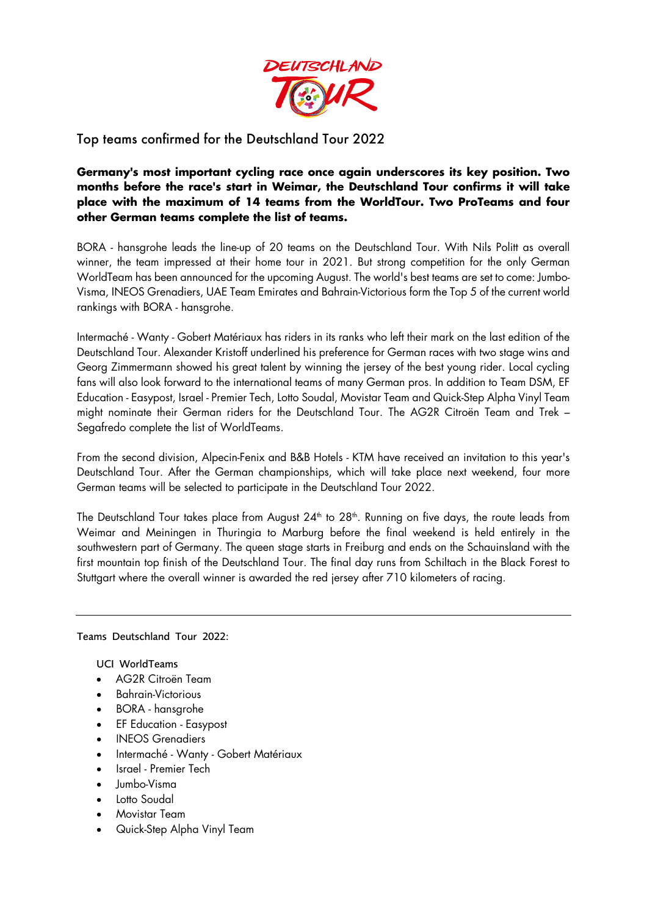# Top teams confirmed for the Deutschland Tour 2022

**Germany's most important cycling race once again underscores its key position. Two months before the race's start in Weimar, the Deutschland Tour confirms it will take place with the maximum of 14 teams from the WorldTour. Two ProTeams and four other German teams complete the list of teams.**

BORA - hansgrohe leads the line-up of 20 teams on the Deutschland Tour. With Nils Politt as overall winner, the team impressed at their home tour in 2021. But strong competition for the only German WorldTeam has been announced for the upcoming August. The world's best teams are set to come: Jumbo-Visma, INEOS Grenadiers, UAE Team Emirates and Bahrain-Victorious form the Top 5 of the current world rankings with BORA - hansgrohe.

Intermaché - Wanty - Gobert Matériaux has riders in its ranks who left their mark on the last edition of the Deutschland Tour. Alexander Kristoff underlined his preference for German races with two stage wins and Georg Zimmermann showed his great talent by winning the jersey of the best young rider. Local cycling fans will also look forward to the international teams of many German pros. In addition to Team DSM, EF Education - Easypost, Israel - Premier Tech, Lotto Soudal, Movistar Team and Quick-Step Alpha Vinyl Team might nominate their German riders for the Deutschland Tour. The AG2R Citroën Team and Trek – Segafredo complete the list of WorldTeams.

From the second division, Alpecin-Fenix and B&B Hotels - KTM have received an invitation to this year's Deutschland Tour. After the German championships, which will take place next weekend, four more German teams will be selected to participate in the Deutschland Tour 2022.

The Deutschland Tour takes place from August 24th to 28th. Running on five days, the route leads from Weimar and Meiningen in Thuringia to Marburg before the final weekend is held entirely in the southwestern part of Germany. The queen stage starts in Freiburg and ends on the Schauinsland with the first mountain top finish of the Deutschland Tour. The final day runs from Schiltach in the Black Forest to Stuttgart where the overall winner is awarded the red jersey after 710 kilometers of racing.

---

Teams Deutschland Tour 2022:

UCI WorldTeams

- AG2R Citroën Team
- Bahrain-Victorious
- BORA - hansgrohe
- EF Education - Easypost
- INEOS Grenadiers
- Intermaché - Wanty - Gobert Matériaux
- Israel - Premier Tech
- Jumbo-Visma
- Lotto Soudal
- Movistar Team
- Quick-Step Alpha Vinyl Team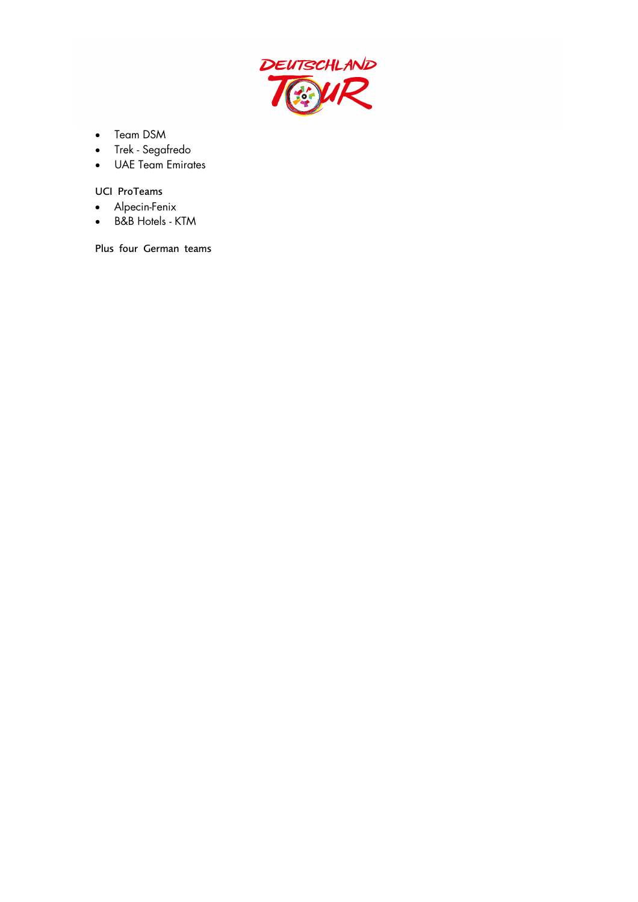- Team DSM
- Trek - Segafredo
- UAE Team Emirates

UCI ProTeams

- Alpecin-Fenix
- B&B Hotels - KTM

Plus four German teams